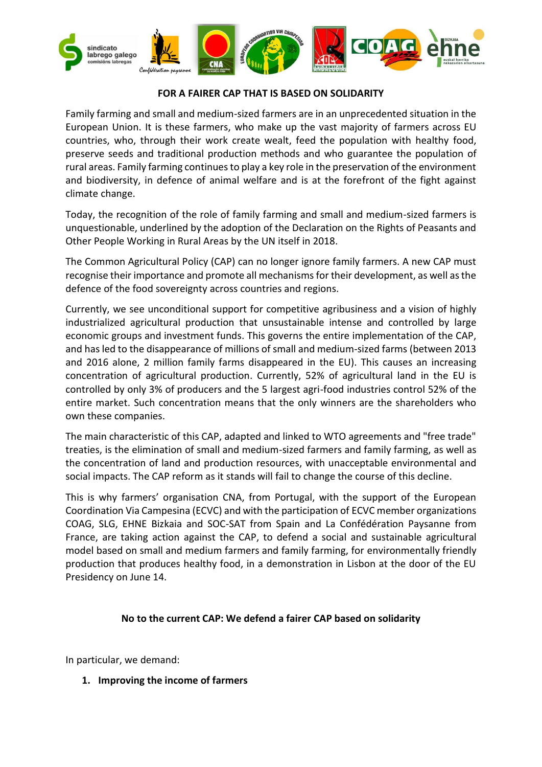**FOR A FAIRER CAP THAT IS BASED ON SOLIDARITY**

Family farming and small and medium-sized farmers are in an unprecedented situation in the European Union. It is these farmers, who make up the vast majority of farmers across EU countries, who, through their work create wealt, feed the population with healthy food, preserve seeds and traditional production methods and who guarantee the population of rural areas. Family farming continues to play a key role in the preservation of the environment and biodiversity, in defence of animal welfare and is at the forefront of the fight against climate change.

Today, the recognition of the role of family farming and small and medium-sized farmers is unquestionable, underlined by the adoption of the Declaration on the Rights of Peasants and Other People Working in Rural Areas by the UN itself in 2018.

The Common Agricultural Policy (CAP) can no longer ignore family farmers. A new CAP must recognise their importance and promote all mechanisms for their development, as well as the defence of the food sovereignty across countries and regions.

Currently, we see unconditional support for competitive agribusiness and a vision of highly industrialized agricultural production that unsustainable intense and controlled by large economic groups and investment funds. This governs the entire implementation of the CAP, and has led to the disappearance of millions of small and medium-sized farms (between 2013 and 2016 alone, 2 million family farms disappeared in the EU). This causes an increasing concentration of agricultural production. Currently, 52% of agricultural land in the EU is controlled by only 3% of producers and the 5 largest agri-food industries control 52% of the entire market. Such concentration means that the only winners are the shareholders who own these companies.

The main characteristic of this CAP, adapted and linked to WTO agreements and "free trade" treaties, is the elimination of small and medium-sized farmers and family farming, as well as the concentration of land and production resources, with unacceptable environmental and social impacts. The CAP reform as it stands will fail to change the course of this decline.

This is why farmers' organisation CNA, from Portugal, with the support of the European Coordination Via Campesina (ECVC) and with the participation of ECVC member organizations COAG, SLG, EHNE Bizkaia and SOC-SAT from Spain and La Confédération Paysanne from France, are taking action against the CAP, to defend a social and sustainable agricultural model based on small and medium farmers and family farming, for environmentally friendly production that produces healthy food, in a demonstration in Lisbon at the door of the EU Presidency on June 14.

**No to the current CAP: We defend a fairer CAP based on solidarity**

In particular, we demand:

1. **Improving the income of farmers**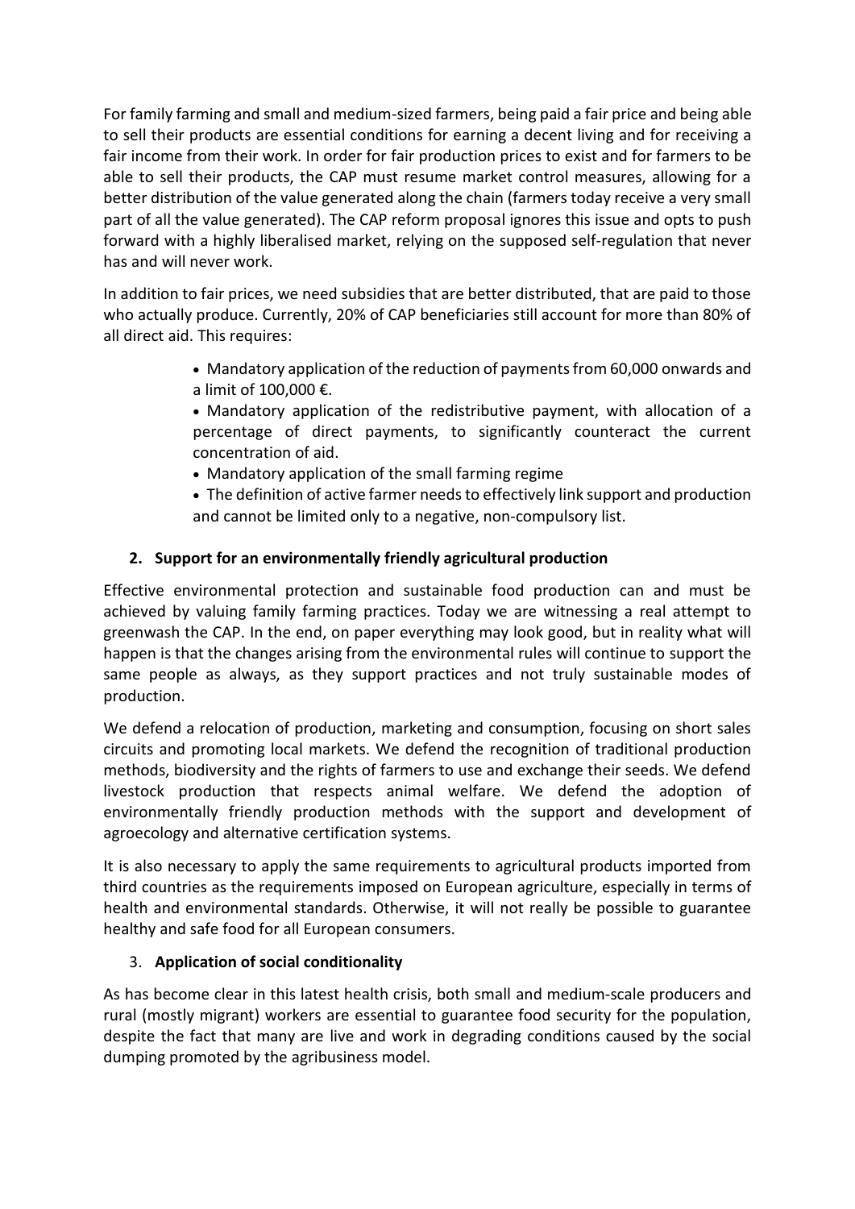For family farming and small and medium-sized farmers, being paid a fair price and being able to sell their products are essential conditions for earning a decent living and for receiving a fair income from their work. In order for fair production prices to exist and for farmers to be able to sell their products, the CAP must resume market control measures, allowing for a better distribution of the value generated along the chain (farmers today receive a very small part of all the value generated). The CAP reform proposal ignores this issue and opts to push forward with a highly liberalised market, relying on the supposed self-regulation that never has and will never work.

In addition to fair prices, we need subsidies that are better distributed, that are paid to those who actually produce. Currently, 20% of CAP beneficiaries still account for more than 80% of all direct aid. This requires:

- Mandatory application of the reduction of payments from 60,000 onwards and a limit of 100,000 €.
- Mandatory application of the redistributive payment, with allocation of a percentage of direct payments, to significantly counteract the current concentration of aid.
- Mandatory application of the small farming regime
- The definition of active farmer needs to effectively link support and production and cannot be limited only to a negative, non-compulsory list.

## 2. Support for an environmentally friendly agricultural production

Effective environmental protection and sustainable food production can and must be achieved by valuing family farming practices. Today we are witnessing a real attempt to greenwash the CAP. In the end, on paper everything may look good, but in reality what will happen is that the changes arising from the environmental rules will continue to support the same people as always, as they support practices and not truly sustainable modes of production.

We defend a relocation of production, marketing and consumption, focusing on short sales circuits and promoting local markets. We defend the recognition of traditional production methods, biodiversity and the rights of farmers to use and exchange their seeds. We defend livestock production that respects animal welfare. We defend the adoption of environmentally friendly production methods with the support and development of agroecology and alternative certification systems.

It is also necessary to apply the same requirements to agricultural products imported from third countries as the requirements imposed on European agriculture, especially in terms of health and environmental standards. Otherwise, it will not really be possible to guarantee healthy and safe food for all European consumers.

## 3. Application of social conditionality

As has become clear in this latest health crisis, both small and medium-scale producers and rural (mostly migrant) workers are essential to guarantee food security for the population, despite the fact that many are live and work in degrading conditions caused by the social dumping promoted by the agribusiness model.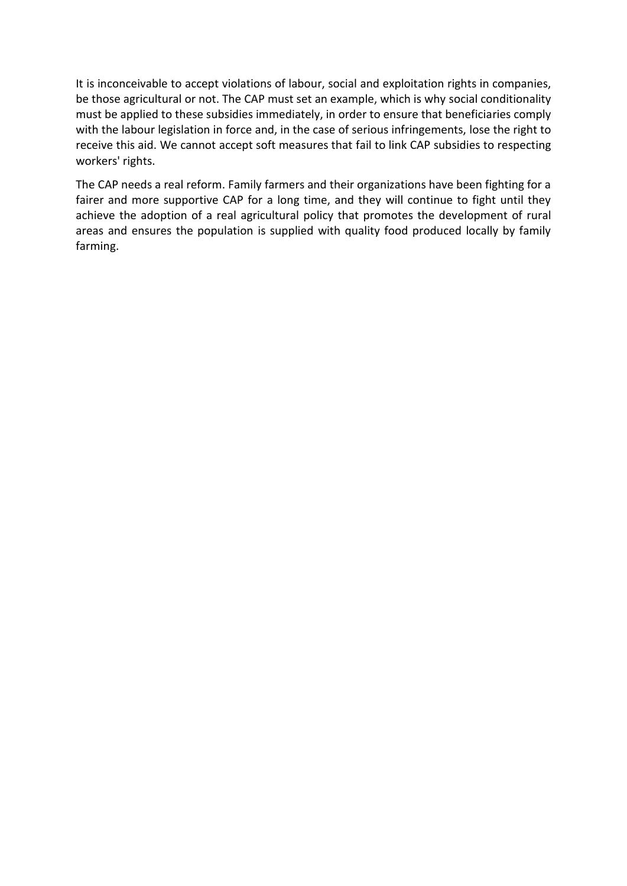It is inconceivable to accept violations of labour, social and exploitation rights in companies, be those agricultural or not. The CAP must set an example, which is why social conditionality must be applied to these subsidies immediately, in order to ensure that beneficiaries comply with the labour legislation in force and, in the case of serious infringements, lose the right to receive this aid. We cannot accept soft measures that fail to link CAP subsidies to respecting workers' rights.

The CAP needs a real reform. Family farmers and their organizations have been fighting for a fairer and more supportive CAP for a long time, and they will continue to fight until they achieve the adoption of a real agricultural policy that promotes the development of rural areas and ensures the population is supplied with quality food produced locally by family farming.